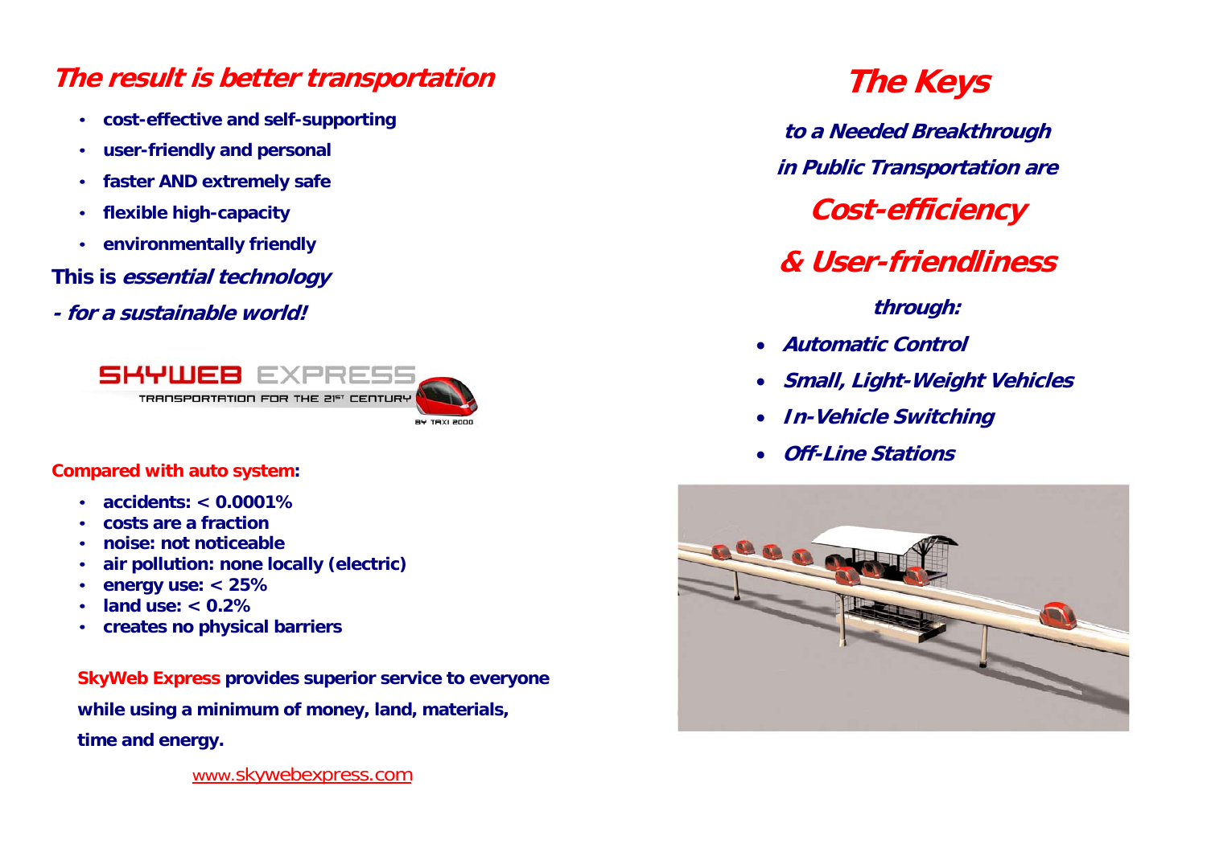## *The result is better transportation*

- **cost-effective and self-supporting**
- **user-friendly and personal**
- **faster AND extremely safe**
- **flexible high-capacity**
- **environmentally friendly**

**This is *essential technology***

***- for a sustainable world!***

SKYWEB EXPRESS

TRANSPORTATION FOR THE 21ST CENTURY

BY TAXI 2000

**Compared with auto system:**

- **accidents: < 0.0001%**
- **costs are a fraction**
- **noise: not noticeable**
- **air pollution: none locally (electric)**
- **energy use: < 25%**
- **land use: < 0.2%**
- **creates no physical barriers**

**SkyWeb Express provides superior service to everyone while using a minimum of money, land, materials, time and energy.**

www.skywebexpress.com

# *The Keys*

### *to a Needed Breakthrough in Public Transportation are*

## *Cost-efficiency*

## *& User-friendliness*

***through:***

- ***Automatic Control***
- ***Small, Light-Weight Vehicles***
- ***In-Vehicle Switching***
- ***Off-Line Stations***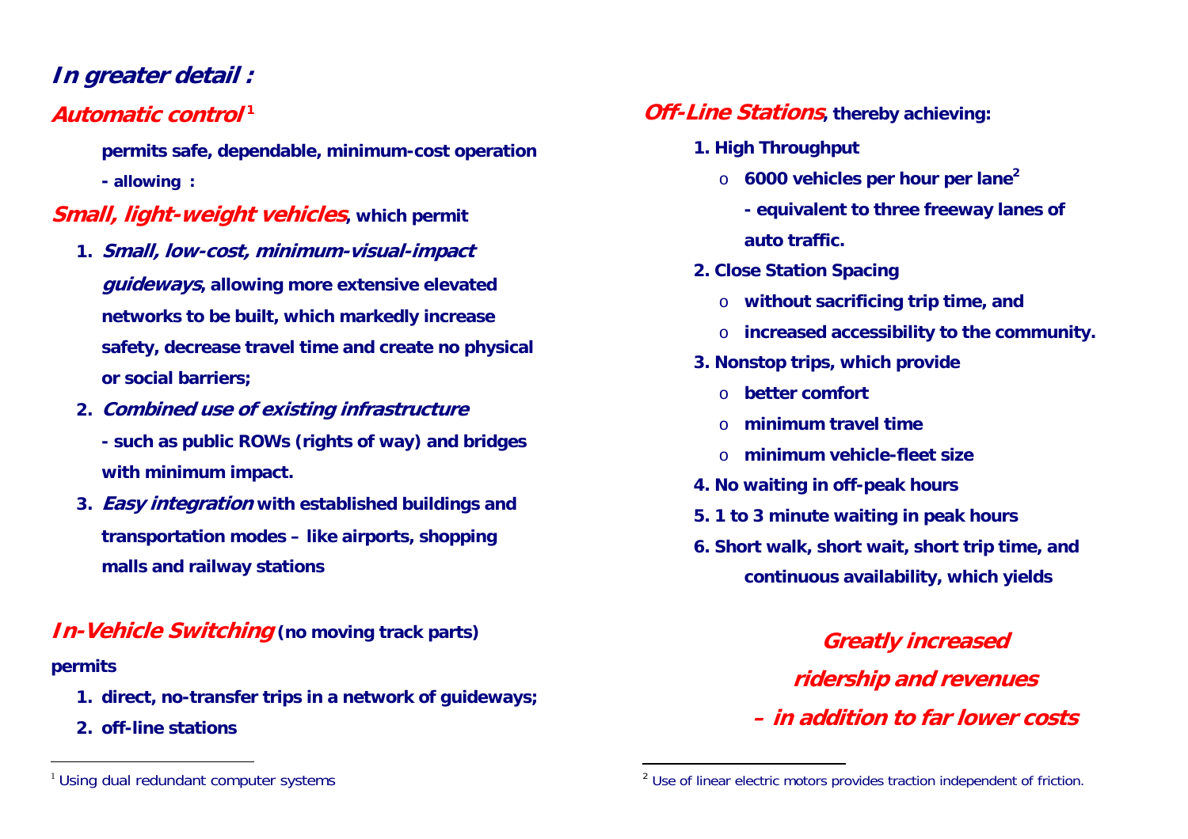## In greater detail :

### ***Automatic control***[1]

**permits safe, dependable, minimum-cost operation**

**- allowing :**

### ***Small, light-weight vehicles*, which permit**

1. ***Small, low-cost, minimum-visual-impact guideways*, allowing more extensive elevated networks to be built, which markedly increase safety, decrease travel time and create no physical or social barriers;**
2. ***Combined use of existing infrastructure* - such as public ROWs (rights of way) and bridges with minimum impact.**
3. ***Easy integration* with established buildings and transportation modes – like airports, shopping malls and railway stations**

### ***In-Vehicle Switching* (no moving track parts)**

**permits**

1. **direct, no-transfer trips in a network of guideways;**
2. **off-line stations**

### ***Off-Line Stations*, thereby achieving:**

1. **High Throughput**
   - **6000 vehicles per hour per lane[2] - equivalent to three freeway lanes of auto traffic.**
2. **Close Station Spacing**
   - **without sacrificing trip time, and**
   - **increased accessibility to the community.**
3. **Nonstop trips, which provide**
   - **better comfort**
   - **minimum travel time**
   - **minimum vehicle-fleet size**
4. **No waiting in off-peak hours**
5. **1 to 3 minute waiting in peak hours**
6. **Short walk, short wait, short trip time, and continuous availability, which yields**

***Greatly increased ridership and revenues – in addition to far lower costs***

---

[1] Using dual redundant computer systems

[2] Use of linear electric motors provides traction independent of friction.